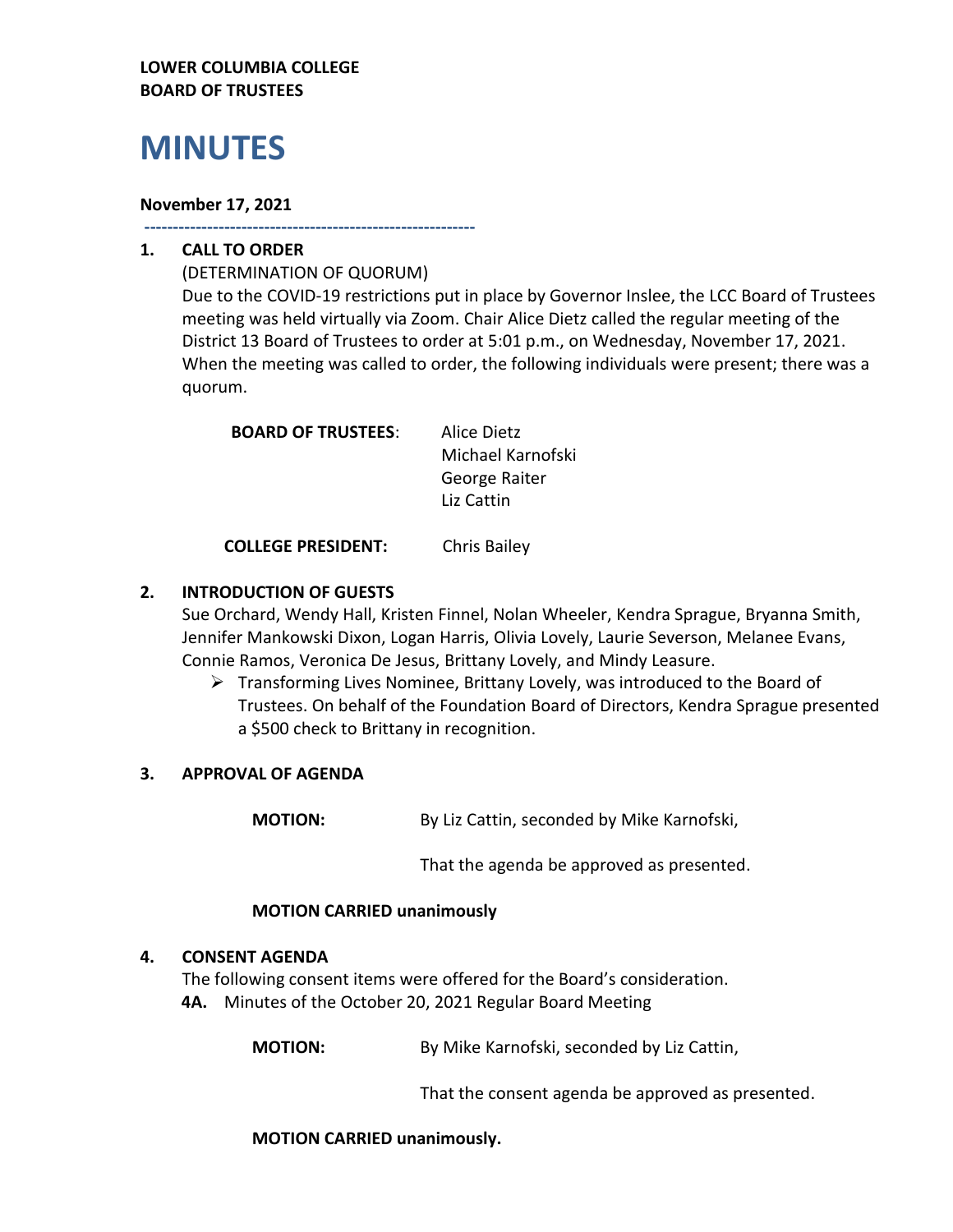**LOWER COLUMBIA COLLEGE**
**BOARD OF TRUSTEES**

# MINUTES

**November 17, 2021**

---

**1. CALL TO ORDER**

(DETERMINATION OF QUORUM)

Due to the COVID-19 restrictions put in place by Governor Inslee, the LCC Board of Trustees meeting was held virtually via Zoom. Chair Alice Dietz called the regular meeting of the District 13 Board of Trustees to order at 5:01 p.m., on Wednesday, November 17, 2021. When the meeting was called to order, the following individuals were present; there was a quorum.

**BOARD OF TRUSTEES**: Alice Dietz
Michael Karnofski
George Raiter
Liz Cattin

**COLLEGE PRESIDENT:** Chris Bailey

**2. INTRODUCTION OF GUESTS**

Sue Orchard, Wendy Hall, Kristen Finnel, Nolan Wheeler, Kendra Sprague, Bryanna Smith, Jennifer Mankowski Dixon, Logan Harris, Olivia Lovely, Laurie Severson, Melanee Evans, Connie Ramos, Veronica De Jesus, Brittany Lovely, and Mindy Leasure.

- Transforming Lives Nominee, Brittany Lovely, was introduced to the Board of Trustees. On behalf of the Foundation Board of Directors, Kendra Sprague presented a $500 check to Brittany in recognition.

**3. APPROVAL OF AGENDA**

**MOTION:** By Liz Cattin, seconded by Mike Karnofski,

That the agenda be approved as presented.

**MOTION CARRIED unanimously**

**4. CONSENT AGENDA**

The following consent items were offered for the Board's consideration.

**4A.** Minutes of the October 20, 2021 Regular Board Meeting

**MOTION:** By Mike Karnofski, seconded by Liz Cattin,

That the consent agenda be approved as presented.

**MOTION CARRIED unanimously.**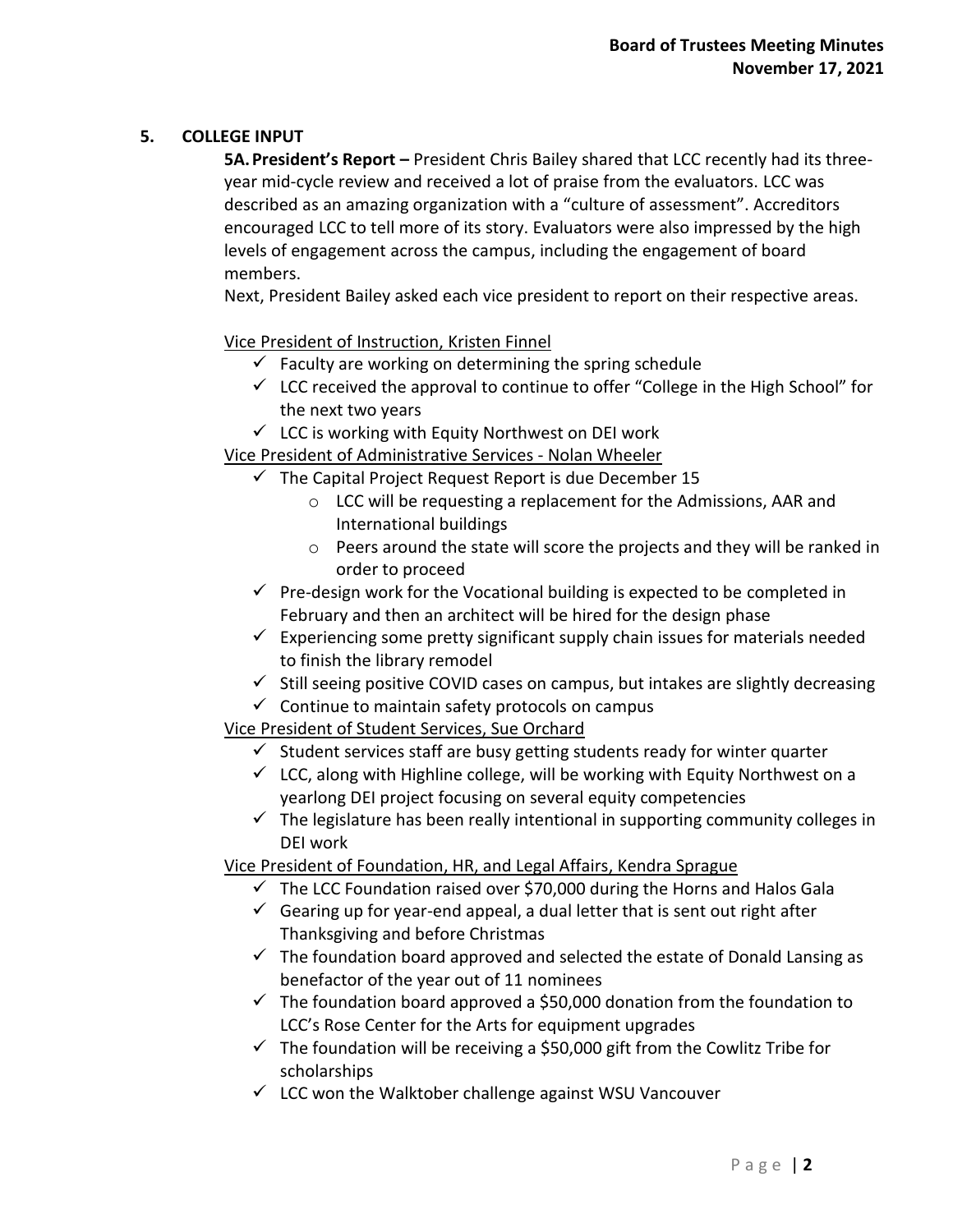## 5. COLLEGE INPUT

**5A. President's Report –** President Chris Bailey shared that LCC recently had its three-year mid-cycle review and received a lot of praise from the evaluators. LCC was described as an amazing organization with a "culture of assessment". Accreditors encouraged LCC to tell more of its story. Evaluators were also impressed by the high levels of engagement across the campus, including the engagement of board members.

Next, President Bailey asked each vice president to report on their respective areas.

Vice President of Instruction, Kristen Finnel

- ✓ Faculty are working on determining the spring schedule
- ✓ LCC received the approval to continue to offer "College in the High School" for the next two years
- ✓ LCC is working with Equity Northwest on DEI work

Vice President of Administrative Services - Nolan Wheeler

- ✓ The Capital Project Request Report is due December 15
  - LCC will be requesting a replacement for the Admissions, AAR and International buildings
  - Peers around the state will score the projects and they will be ranked in order to proceed
- ✓ Pre-design work for the Vocational building is expected to be completed in February and then an architect will be hired for the design phase
- ✓ Experiencing some pretty significant supply chain issues for materials needed to finish the library remodel
- ✓ Still seeing positive COVID cases on campus, but intakes are slightly decreasing
- ✓ Continue to maintain safety protocols on campus

Vice President of Student Services, Sue Orchard

- ✓ Student services staff are busy getting students ready for winter quarter
- ✓ LCC, along with Highline college, will be working with Equity Northwest on a yearlong DEI project focusing on several equity competencies
- ✓ The legislature has been really intentional in supporting community colleges in DEI work

Vice President of Foundation, HR, and Legal Affairs, Kendra Sprague

- ✓ The LCC Foundation raised over $70,000 during the Horns and Halos Gala
- ✓ Gearing up for year-end appeal, a dual letter that is sent out right after Thanksgiving and before Christmas
- ✓ The foundation board approved and selected the estate of Donald Lansing as benefactor of the year out of 11 nominees
- ✓ The foundation board approved a $50,000 donation from the foundation to LCC's Rose Center for the Arts for equipment upgrades
- ✓ The foundation will be receiving a $50,000 gift from the Cowlitz Tribe for scholarships
- ✓ LCC won the Walktober challenge against WSU Vancouver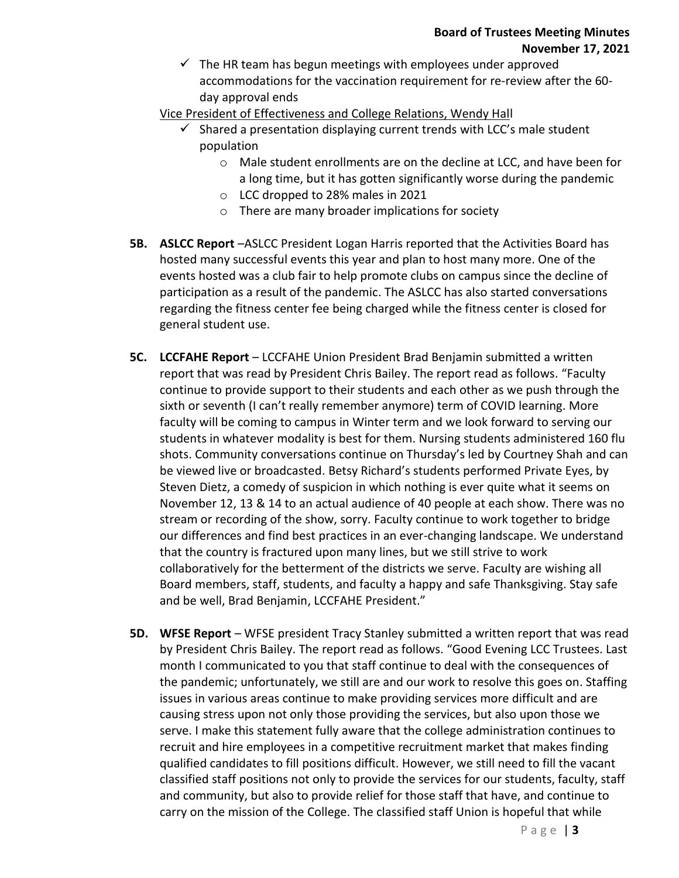- ✓ The HR team has begun meetings with employees under approved accommodations for the vaccination requirement for re-review after the 60-day approval ends

Vice President of Effectiveness and College Relations, Wendy Hall

- ✓ Shared a presentation displaying current trends with LCC's male student population
  - Male student enrollments are on the decline at LCC, and have been for a long time, but it has gotten significantly worse during the pandemic
  - LCC dropped to 28% males in 2021
  - There are many broader implications for society

**5B. ASLCC Report** –ASLCC President Logan Harris reported that the Activities Board has hosted many successful events this year and plan to host many more. One of the events hosted was a club fair to help promote clubs on campus since the decline of participation as a result of the pandemic. The ASLCC has also started conversations regarding the fitness center fee being charged while the fitness center is closed for general student use.

**5C. LCCFAHE Report** – LCCFAHE Union President Brad Benjamin submitted a written report that was read by President Chris Bailey. The report read as follows. "Faculty continue to provide support to their students and each other as we push through the sixth or seventh (I can't really remember anymore) term of COVID learning. More faculty will be coming to campus in Winter term and we look forward to serving our students in whatever modality is best for them. Nursing students administered 160 flu shots. Community conversations continue on Thursday's led by Courtney Shah and can be viewed live or broadcasted. Betsy Richard's students performed Private Eyes, by Steven Dietz, a comedy of suspicion in which nothing is ever quite what it seems on November 12, 13 & 14 to an actual audience of 40 people at each show. There was no stream or recording of the show, sorry. Faculty continue to work together to bridge our differences and find best practices in an ever-changing landscape. We understand that the country is fractured upon many lines, but we still strive to work collaboratively for the betterment of the districts we serve. Faculty are wishing all Board members, staff, students, and faculty a happy and safe Thanksgiving. Stay safe and be well, Brad Benjamin, LCCFAHE President."

**5D. WFSE Report** – WFSE president Tracy Stanley submitted a written report that was read by President Chris Bailey. The report read as follows. "Good Evening LCC Trustees. Last month I communicated to you that staff continue to deal with the consequences of the pandemic; unfortunately, we still are and our work to resolve this goes on. Staffing issues in various areas continue to make providing services more difficult and are causing stress upon not only those providing the services, but also upon those we serve. I make this statement fully aware that the college administration continues to recruit and hire employees in a competitive recruitment market that makes finding qualified candidates to fill positions difficult. However, we still need to fill the vacant classified staff positions not only to provide the services for our students, faculty, staff and community, but also to provide relief for those staff that have, and continue to carry on the mission of the College. The classified staff Union is hopeful that while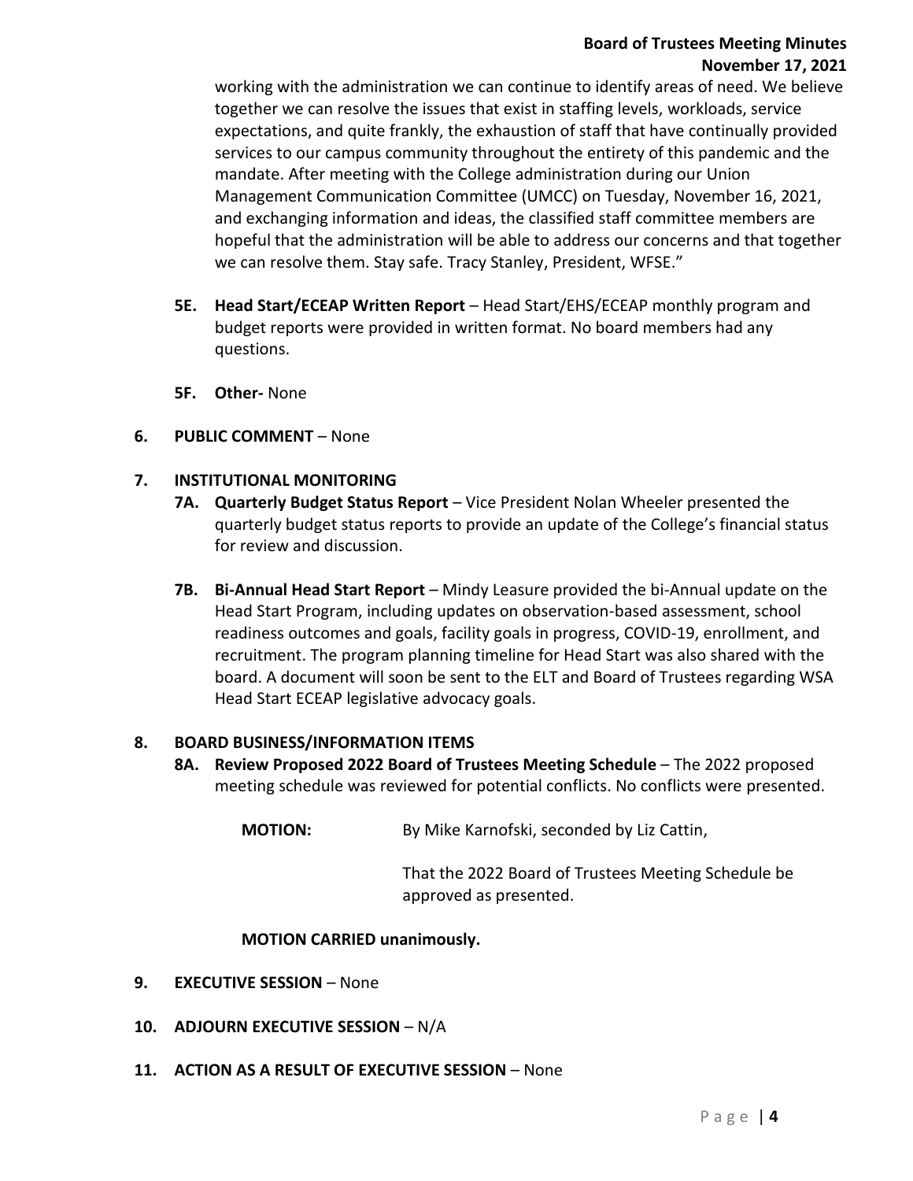working with the administration we can continue to identify areas of need. We believe together we can resolve the issues that exist in staffing levels, workloads, service expectations, and quite frankly, the exhaustion of staff that have continually provided services to our campus community throughout the entirety of this pandemic and the mandate. After meeting with the College administration during our Union Management Communication Committee (UMCC) on Tuesday, November 16, 2021, and exchanging information and ideas, the classified staff committee members are hopeful that the administration will be able to address our concerns and that together we can resolve them. Stay safe. Tracy Stanley, President, WFSE."

**5E. Head Start/ECEAP Written Report** – Head Start/EHS/ECEAP monthly program and budget reports were provided in written format. No board members had any questions.

**5F. Other-** None

**6. PUBLIC COMMENT** – None

**7. INSTITUTIONAL MONITORING**

**7A. Quarterly Budget Status Report** – Vice President Nolan Wheeler presented the quarterly budget status reports to provide an update of the College's financial status for review and discussion.

**7B. Bi-Annual Head Start Report** – Mindy Leasure provided the bi-Annual update on the Head Start Program, including updates on observation-based assessment, school readiness outcomes and goals, facility goals in progress, COVID-19, enrollment, and recruitment. The program planning timeline for Head Start was also shared with the board. A document will soon be sent to the ELT and Board of Trustees regarding WSA Head Start ECEAP legislative advocacy goals.

**8. BOARD BUSINESS/INFORMATION ITEMS**

**8A. Review Proposed 2022 Board of Trustees Meeting Schedule** – The 2022 proposed meeting schedule was reviewed for potential conflicts. No conflicts were presented.

**MOTION:** By Mike Karnofski, seconded by Liz Cattin,

That the 2022 Board of Trustees Meeting Schedule be approved as presented.

**MOTION CARRIED unanimously.**

**9. EXECUTIVE SESSION** – None

**10. ADJOURN EXECUTIVE SESSION** – N/A

**11. ACTION AS A RESULT OF EXECUTIVE SESSION** – None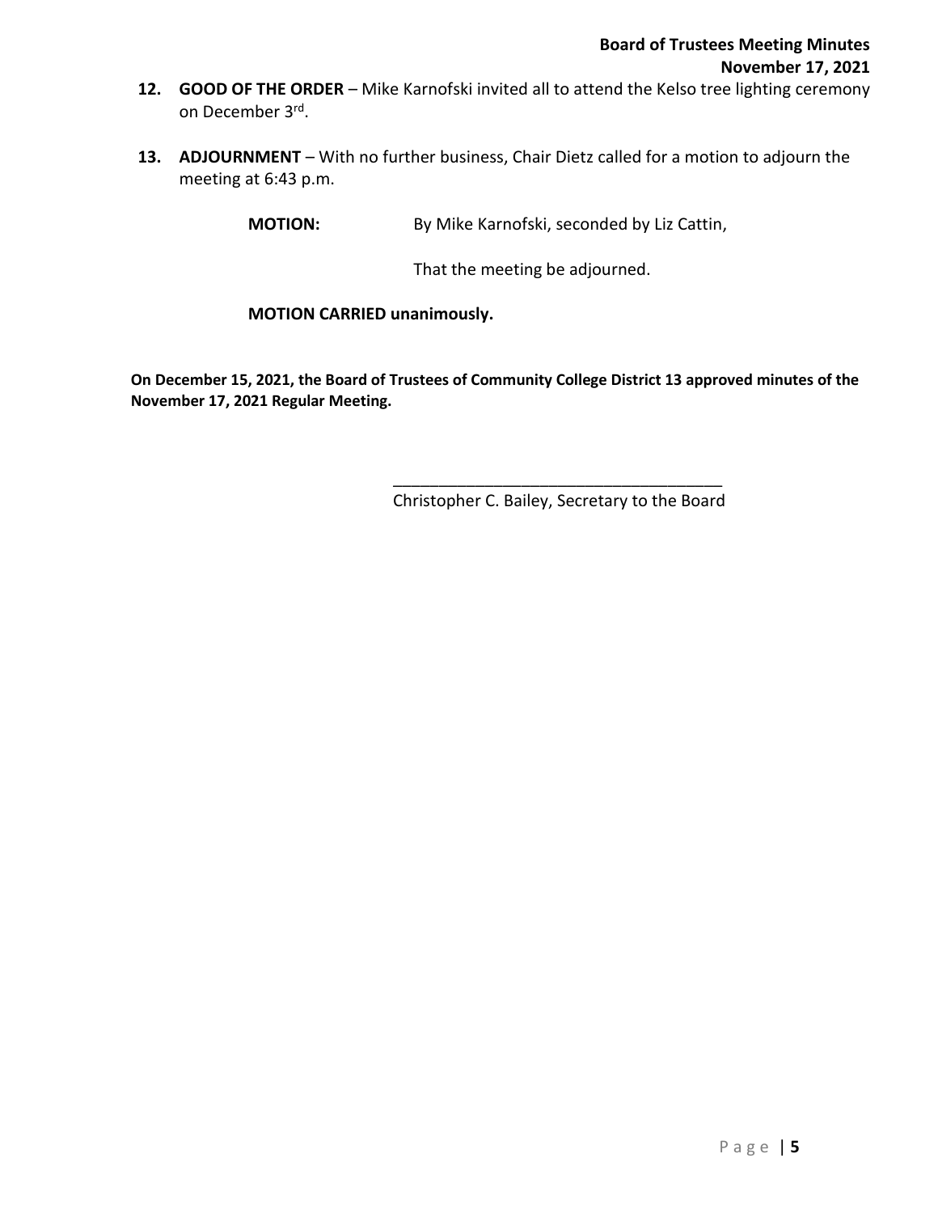12. **GOOD OF THE ORDER** – Mike Karnofski invited all to attend the Kelso tree lighting ceremony on December 3rd.

13. **ADJOURNMENT** – With no further business, Chair Dietz called for a motion to adjourn the meeting at 6:43 p.m.

    **MOTION:** By Mike Karnofski, seconded by Liz Cattin,

    That the meeting be adjourned.

    **MOTION CARRIED unanimously.**

**On December 15, 2021, the Board of Trustees of Community College District 13 approved minutes of the November 17, 2021 Regular Meeting.**

\_\_\_\_\_\_\_\_\_\_\_\_\_\_\_\_\_\_\_\_\_\_\_\_\_\_\_\_\_\_\_\_\_\_\_\_\_

Christopher C. Bailey, Secretary to the Board